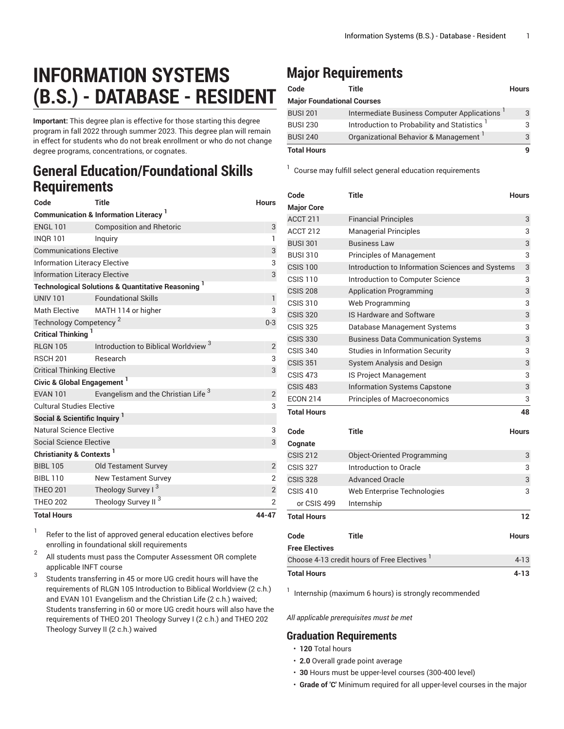# INFORMATION SYSTEMS (B.S.) - DATABASE - RESIDENT

**Important:** This degree plan is effective for those starting this degree program in fall 2022 through summer 2023. This degree plan will remain in effect for students who do not break enrollment or who do not change degree programs, concentrations, or cognates.

## General Education/Foundational Skills Requirements

| Code | Title | Hours |
|---|---|---|
| **Communication & Information Literacy** [1] | | |
| ENGL 101 | Composition and Rhetoric | 3 |
| INQR 101 | Inquiry | 1 |
| Communications Elective | | 3 |
| Information Literacy Elective | | 3 |
| Information Literacy Elective | | 3 |
| **Technological Solutions & Quantitative Reasoning** [1] | | |
| UNIV 101 | Foundational Skills | 1 |
| Math Elective | MATH 114 or higher | 3 |
| Technology Competency [2] | | 0-3 |
| **Critical Thinking** [1] | | |
| RLGN 105 | Introduction to Biblical Worldview [3] | 2 |
| RSCH 201 | Research | 3 |
| Critical Thinking Elective | | 3 |
| **Civic & Global Engagement** [1] | | |
| EVAN 101 | Evangelism and the Christian Life [3] | 2 |
| Cultural Studies Elective | | 3 |
| **Social & Scientific Inquiry** [1] | | |
| Natural Science Elective | | 3 |
| Social Science Elective | | 3 |
| **Christianity & Contexts** [1] | | |
| BIBL 105 | Old Testament Survey | 2 |
| BIBL 110 | New Testament Survey | 2 |
| THEO 201 | Theology Survey I [3] | 2 |
| THEO 202 | Theology Survey II [3] | 2 |
| **Total Hours** | | **44-47** |

1. Refer to the list of approved general education electives before enrolling in foundational skill requirements
2. All students must pass the Computer Assessment OR complete applicable INFT course
3. Students transferring in 45 or more UG credit hours will have the requirements of RLGN 105 Introduction to Biblical Worldview (2 c.h.) and EVAN 101 Evangelism and the Christian Life (2 c.h.) waived; Students transferring in 60 or more UG credit hours will also have the requirements of THEO 201 Theology Survey I (2 c.h.) and THEO 202 Theology Survey II (2 c.h.) waived

## Major Requirements

| Code | Title | Hours |
|---|---|---|
| **Major Foundational Courses** | | |
| BUSI 201 | Intermediate Business Computer Applications [1] | 3 |
| BUSI 230 | Introduction to Probability and Statistics [1] | 3 |
| BUSI 240 | Organizational Behavior & Management [1] | 3 |
| **Total Hours** | | **9** |

1. Course may fulfill select general education requirements

| Code | Title | Hours |
|---|---|---|
| **Major Core** | | |
| ACCT 211 | Financial Principles | 3 |
| ACCT 212 | Managerial Principles | 3 |
| BUSI 301 | Business Law | 3 |
| BUSI 310 | Principles of Management | 3 |
| CSIS 100 | Introduction to Information Sciences and Systems | 3 |
| CSIS 110 | Introduction to Computer Science | 3 |
| CSIS 208 | Application Programming | 3 |
| CSIS 310 | Web Programming | 3 |
| CSIS 320 | IS Hardware and Software | 3 |
| CSIS 325 | Database Management Systems | 3 |
| CSIS 330 | Business Data Communication Systems | 3 |
| CSIS 340 | Studies in Information Security | 3 |
| CSIS 351 | System Analysis and Design | 3 |
| CSIS 473 | IS Project Management | 3 |
| CSIS 483 | Information Systems Capstone | 3 |
| ECON 214 | Principles of Macroeconomics | 3 |
| **Total Hours** | | **48** |

| Code | Title | Hours |
|---|---|---|
| **Cognate** | | |
| CSIS 212 | Object-Oriented Programming | 3 |
| CSIS 327 | Introduction to Oracle | 3 |
| CSIS 328 | Advanced Oracle | 3 |
| CSIS 410 | Web Enterprise Technologies | 3 |
| or CSIS 499 | Internship | |
| **Total Hours** | | **12** |

| Code | Title | Hours |
|---|---|---|
| **Free Electives** | | |
| Choose 4-13 credit hours of Free Electives [1] | | 4-13 |
| **Total Hours** | | **4-13** |

1. Internship (maximum 6 hours) is strongly recommended

*All applicable prerequisites must be met*

## Graduation Requirements

- **120** Total hours
- **2.0** Overall grade point average
- **30** Hours must be upper-level courses (300-400 level)
- **Grade of 'C'** Minimum required for all upper-level courses in the major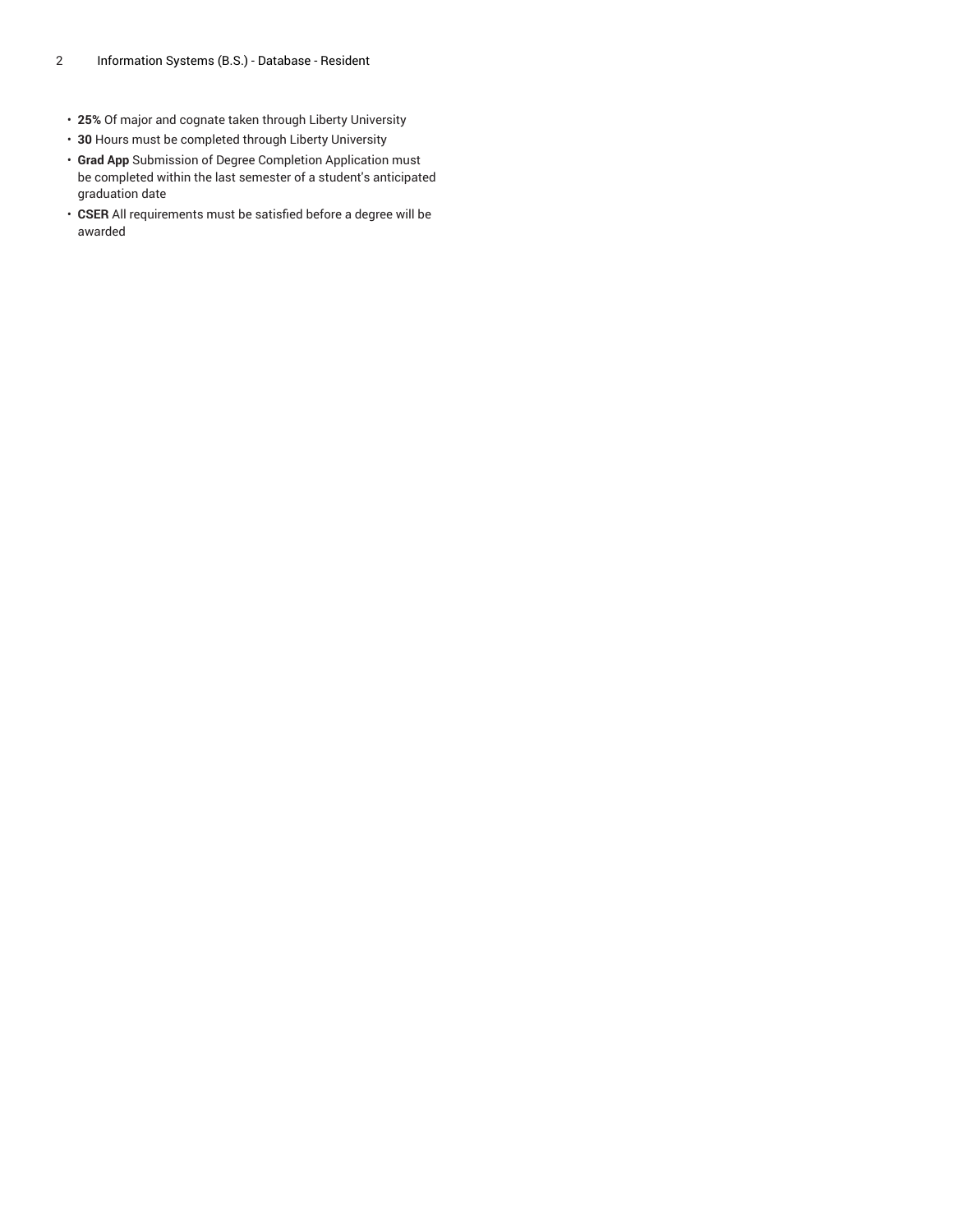- **25%** Of major and cognate taken through Liberty University
- **30** Hours must be completed through Liberty University
- **Grad App** Submission of Degree Completion Application must be completed within the last semester of a student's anticipated graduation date
- **CSER** All requirements must be satisfied before a degree will be awarded